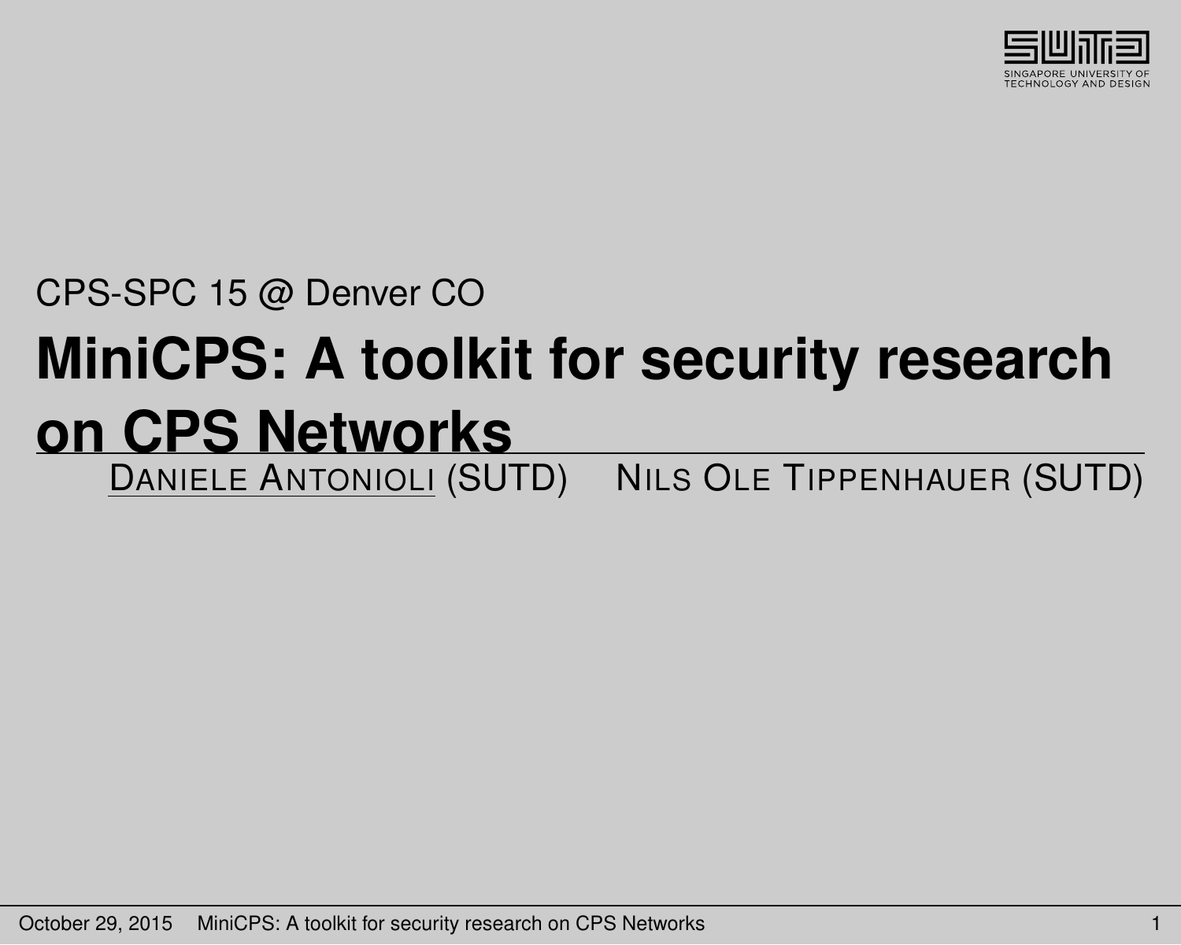CPS-SPC 15 @ Denver CO

# MiniCPS: A toolkit for security research on CPS Networks

Daniele Antonioli (SUTD) Nils Ole Tippenhauer (SUTD)

October 29, 2015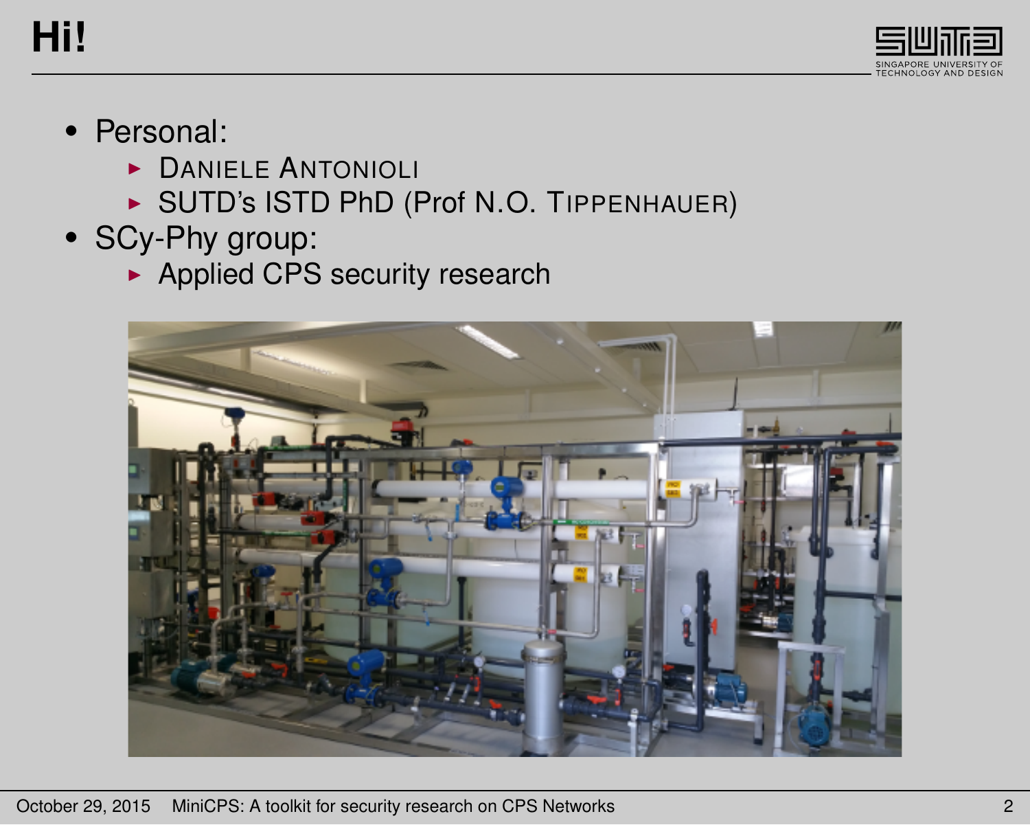# Hi!

- Personal:
  - Daniele Antonioli
  - SUTD's ISTD PhD (Prof N.O. Tippenhauer)
- SCy-Phy group:
  - Applied CPS security research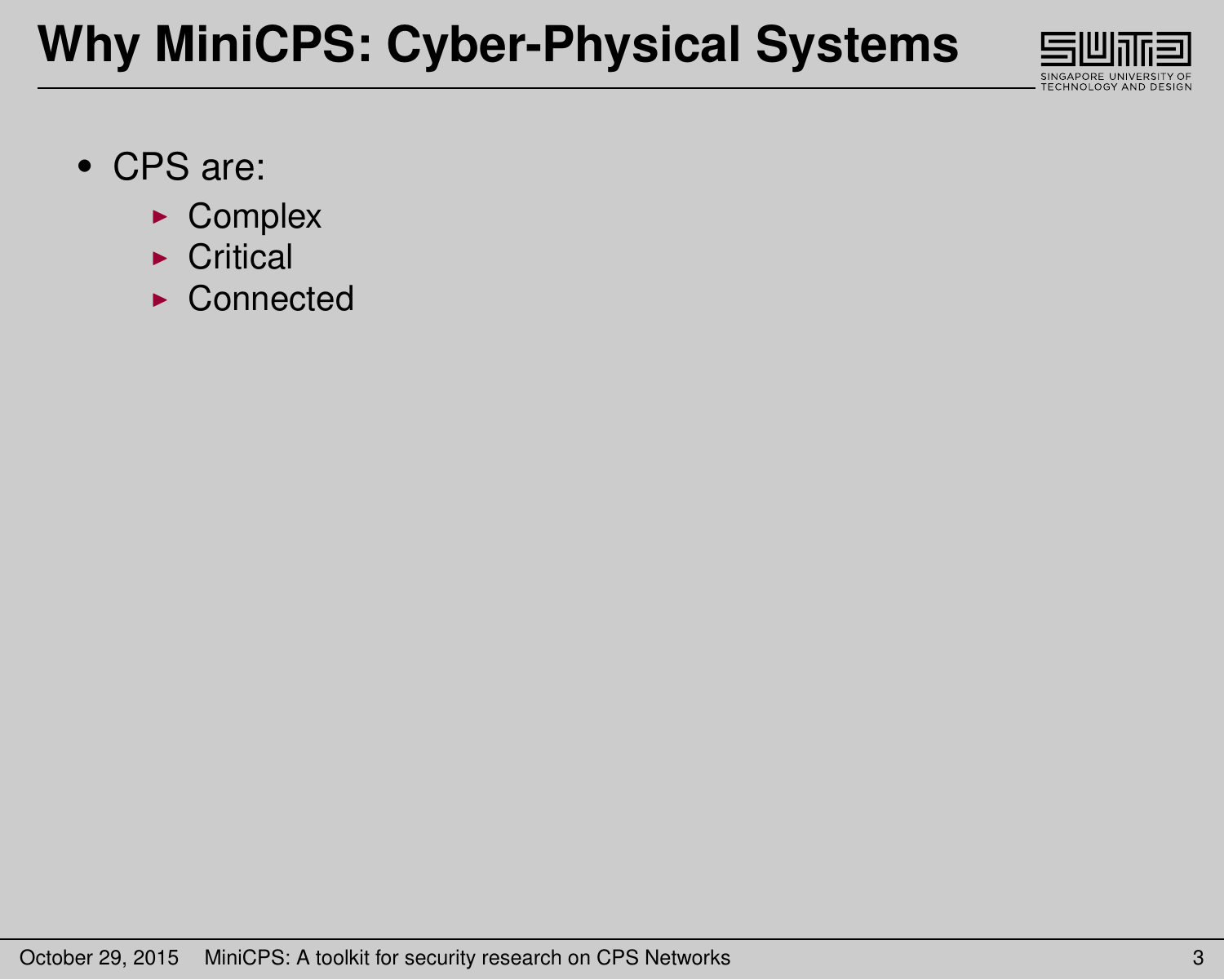# Why MiniCPS: Cyber-Physical Systems

- CPS are:
  - Complex
  - Critical
  - Connected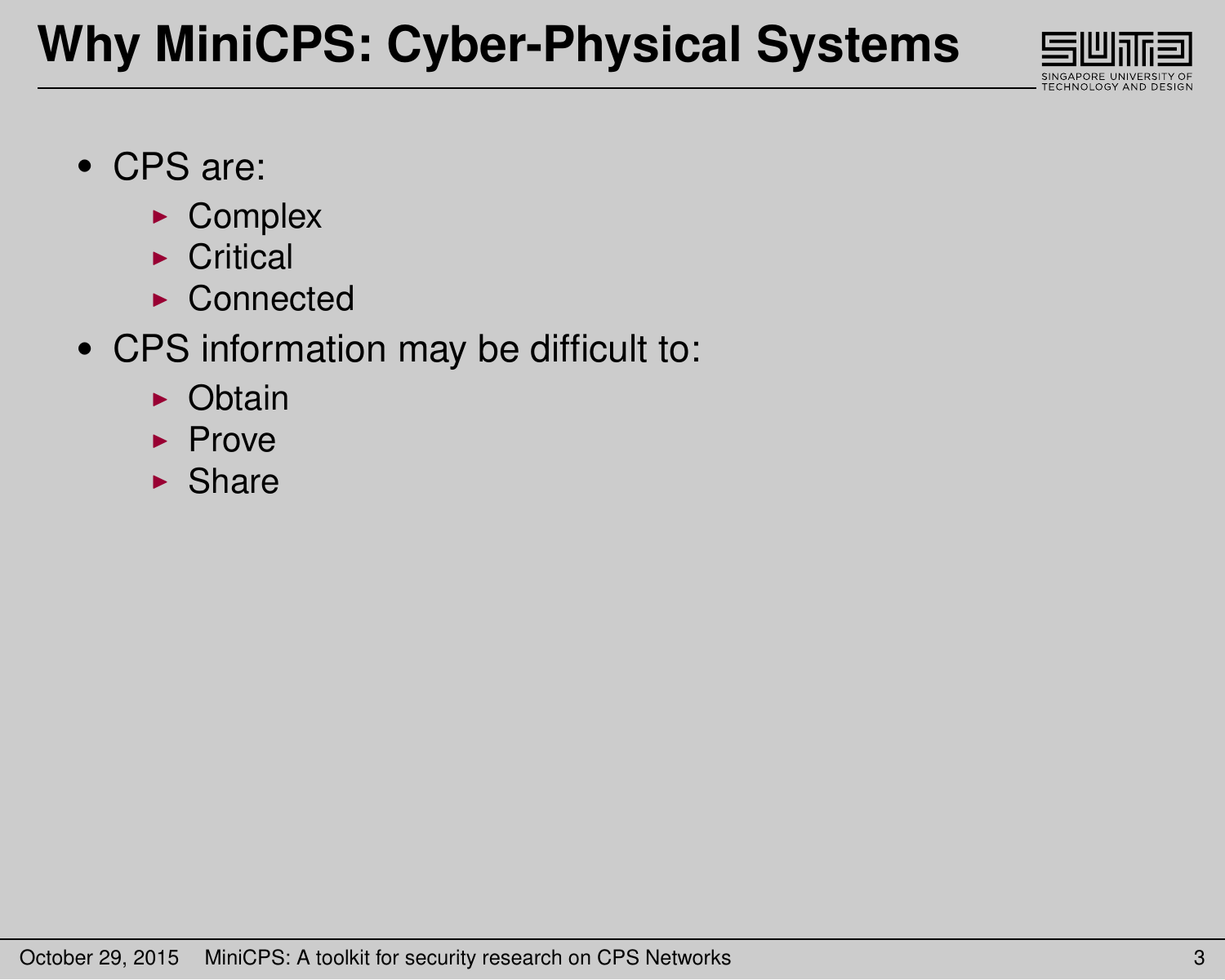# Why MiniCPS: Cyber-Physical Systems

- CPS are:
  - Complex
  - Critical
  - Connected
- CPS information may be difficult to:
  - Obtain
  - Prove
  - Share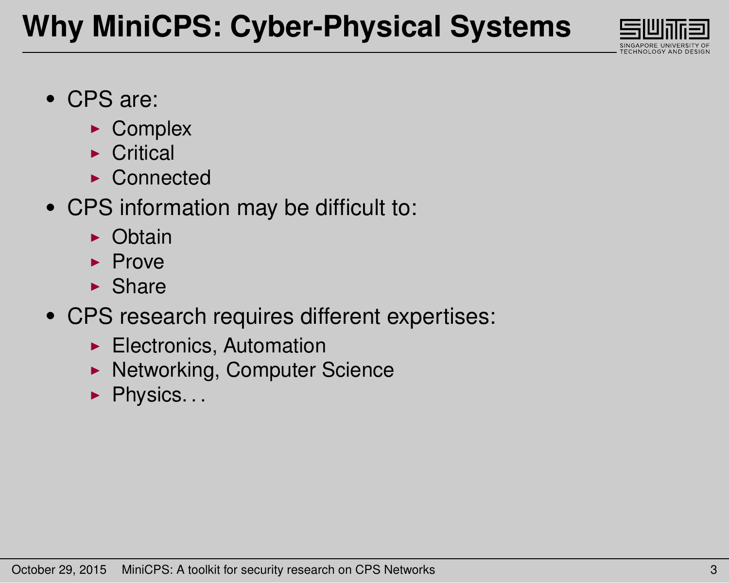# Why MiniCPS: Cyber-Physical Systems

- CPS are:
  - Complex
  - Critical
  - Connected
- CPS information may be difficult to:
  - Obtain
  - Prove
  - Share
- CPS research requires different expertises:
  - Electronics, Automation
  - Networking, Computer Science
  - Physics. . .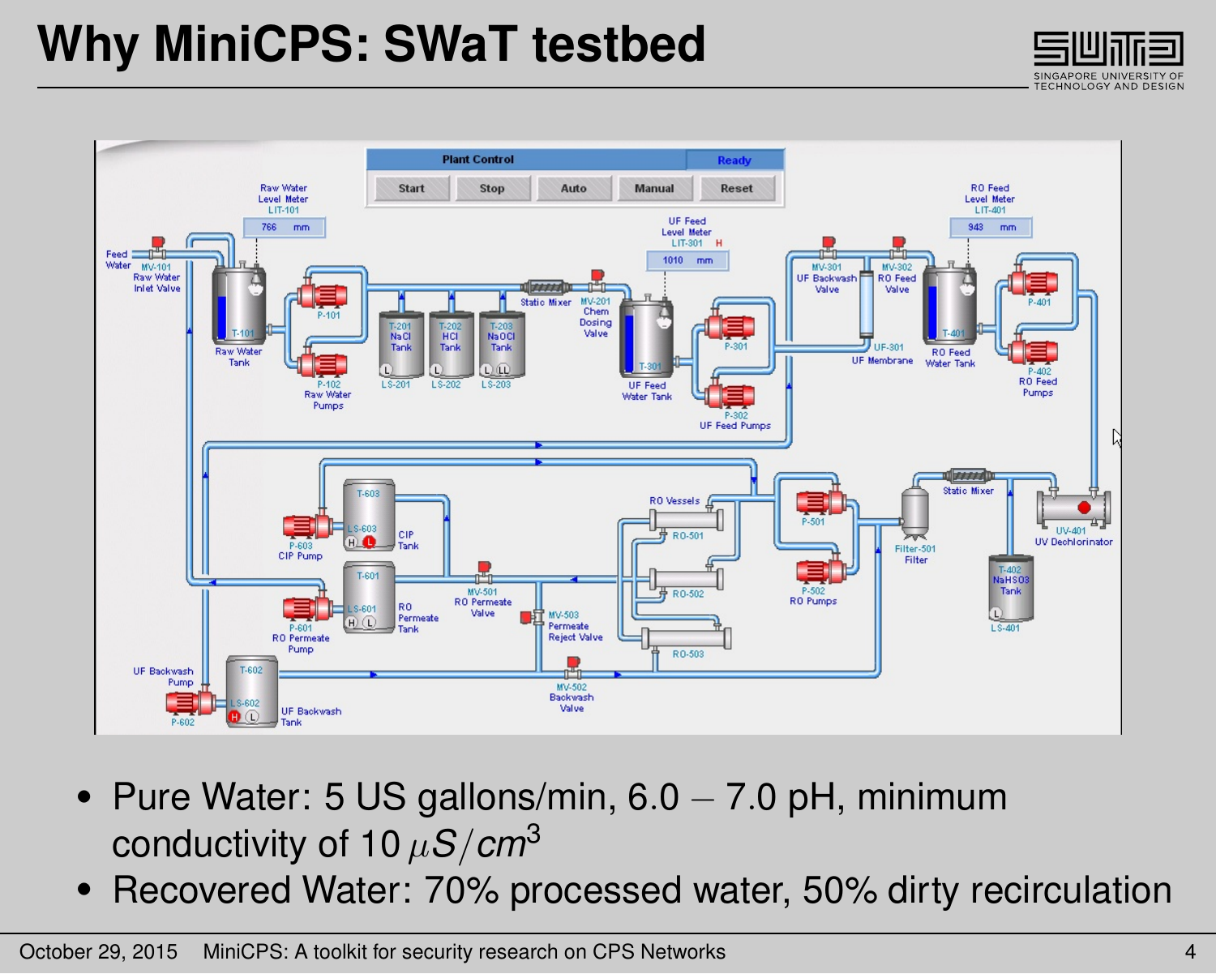# Why MiniCPS: SWaT testbed

- Pure Water: 5 US gallons/min, 6.0 – 7.0 pH, minimum conductivity of 10 $\mu S/cm^3$
- Recovered Water: 70% processed water, 50% dirty recirculation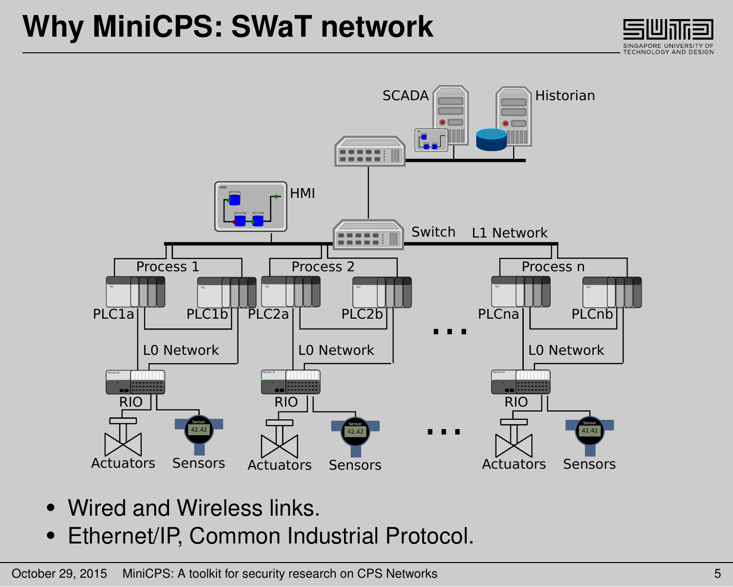# Why MiniCPS: SWaT network

- Wired and Wireless links.
- Ethernet/IP, Common Industrial Protocol.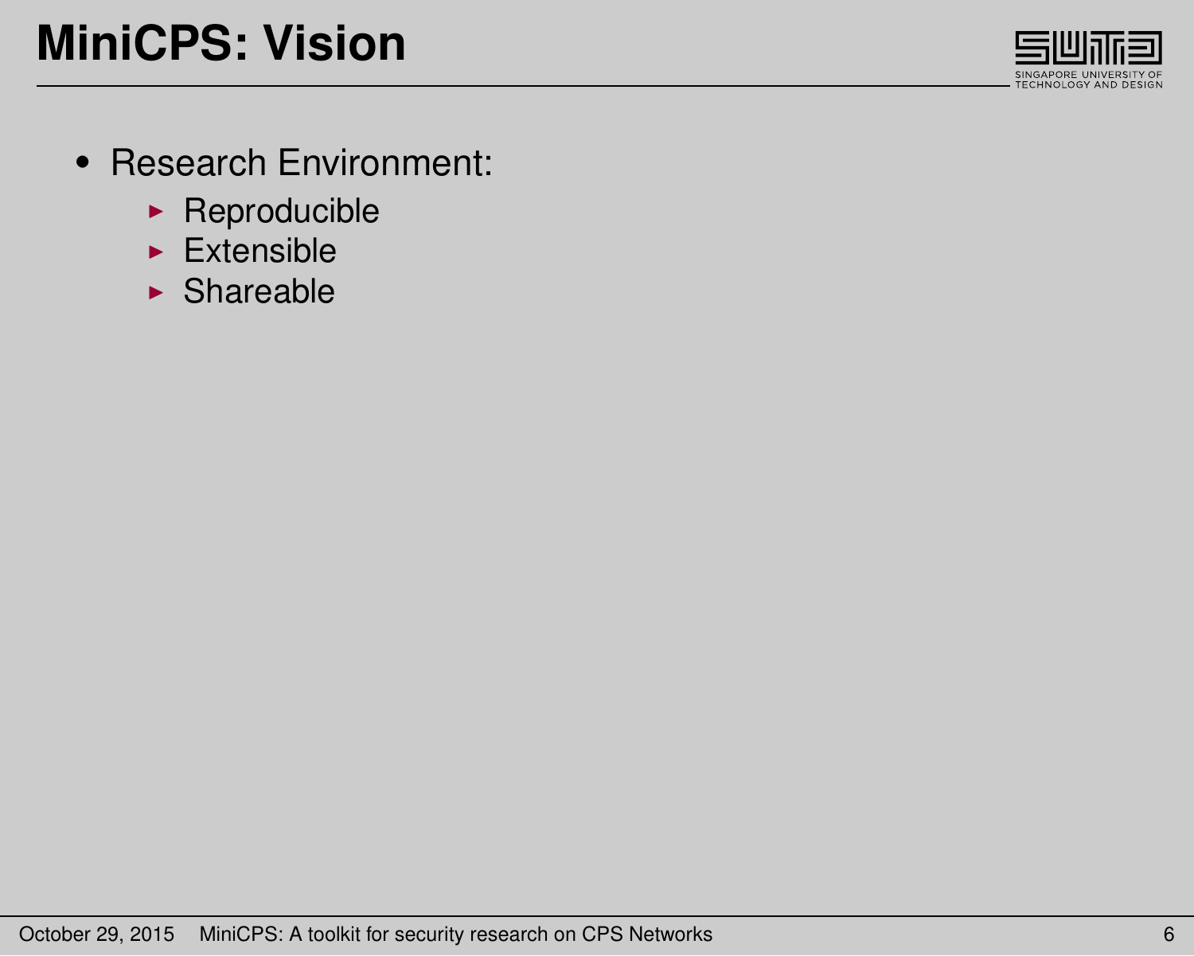# MiniCPS: Vision

- Research Environment:
  - Reproducible
  - Extensible
  - Shareable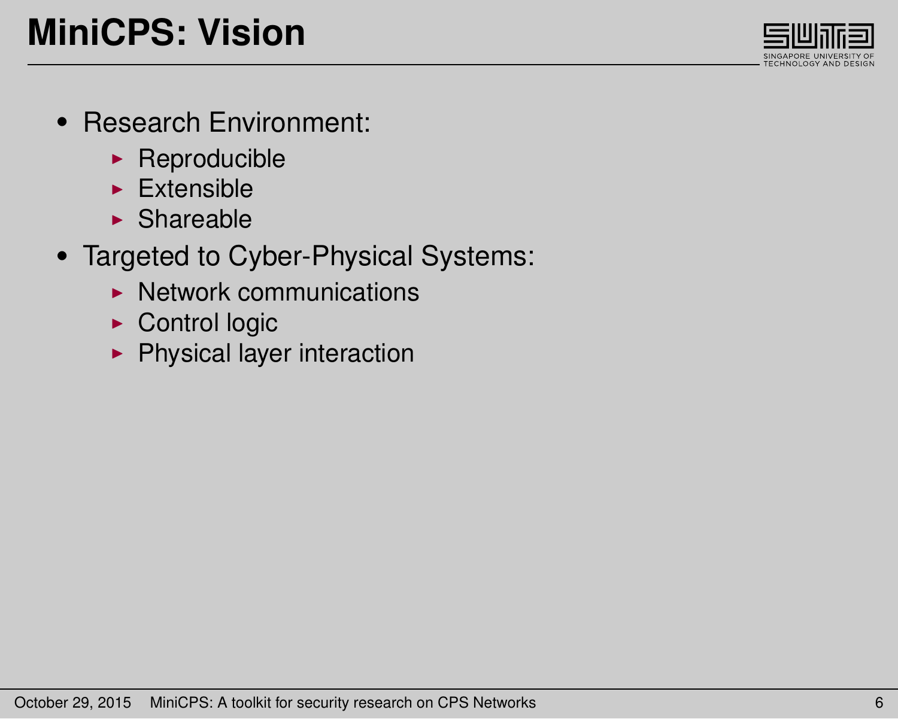# MiniCPS: Vision

- Research Environment:
  - Reproducible
  - Extensible
  - Shareable
- Targeted to Cyber-Physical Systems:
  - Network communications
  - Control logic
  - Physical layer interaction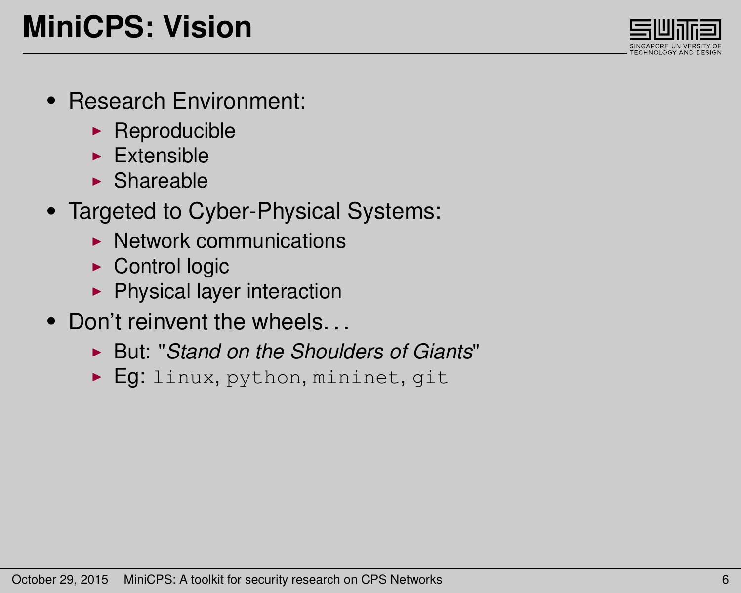# MiniCPS: Vision

- Research Environment:
  - Reproducible
  - Extensible
  - Shareable
- Targeted to Cyber-Physical Systems:
  - Network communications
  - Control logic
  - Physical layer interaction
- Don't reinvent the wheels...
  - But: "*Stand on the Shoulders of Giants*"
  - Eg: `linux`, `python`, `mininet`, `git`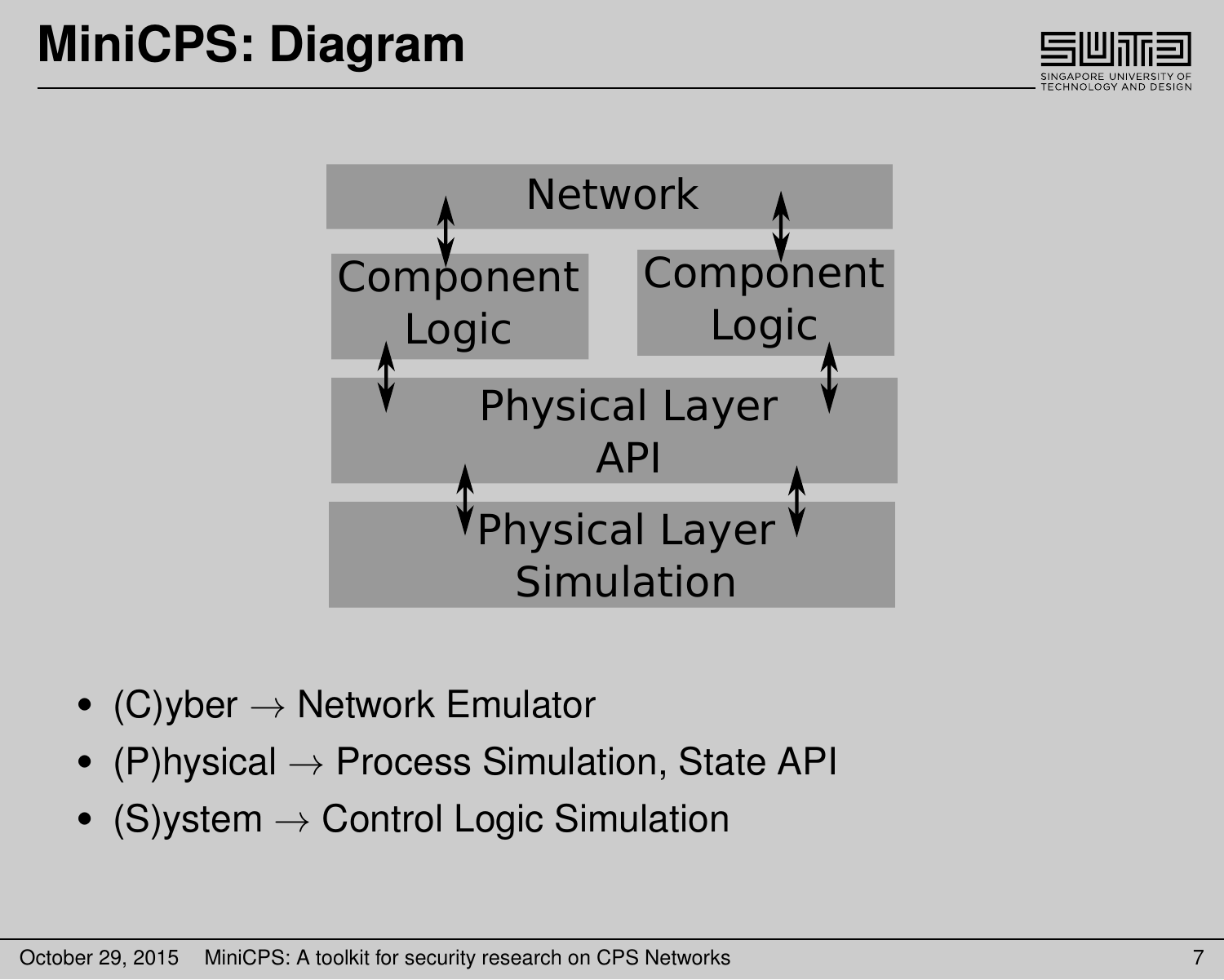# MiniCPS: Diagram

Network

Component Logic

Component Logic

Physical Layer API

Physical Layer Simulation

- (C)yber → Network Emulator
- (P)hysical → Process Simulation, State API
- (S)ystem → Control Logic Simulation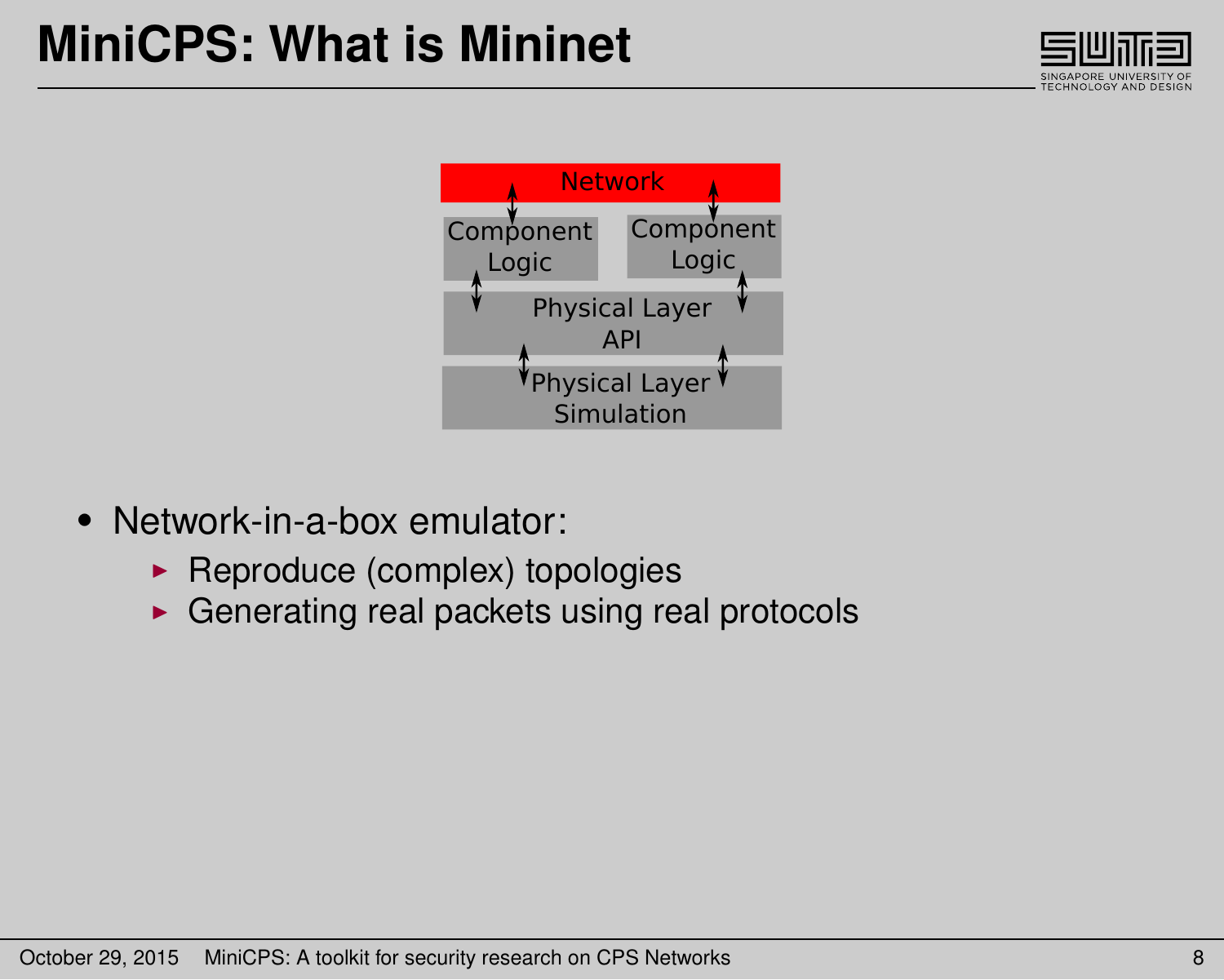# MiniCPS: What is Mininet

Network

Component Logic

Component Logic

Physical Layer API

Physical Layer Simulation

- Network-in-a-box emulator:
  - Reproduce (complex) topologies
  - Generating real packets using real protocols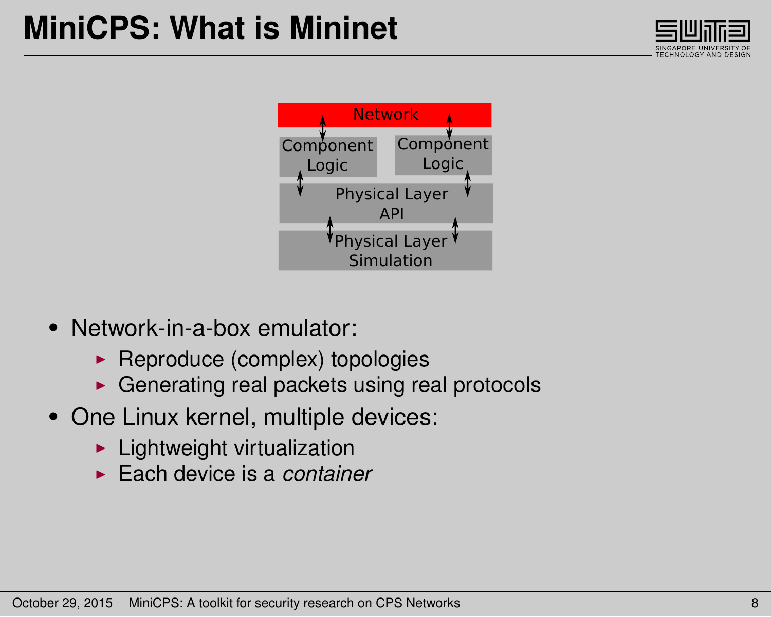# MiniCPS: What is Mininet

Network

Component Logic

Component Logic

Physical Layer API

Physical Layer Simulation

- Network-in-a-box emulator:
  - Reproduce (complex) topologies
  - Generating real packets using real protocols
- One Linux kernel, multiple devices:
  - Lightweight virtualization
  - Each device is a *container*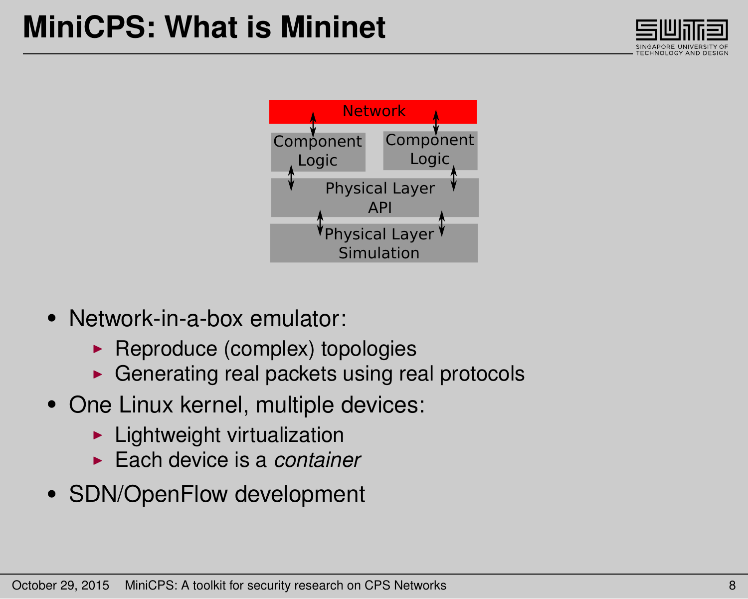# MiniCPS: What is Mininet

Network

Component Logic

Component Logic

Physical Layer API

Physical Layer Simulation

- Network-in-a-box emulator:
  - Reproduce (complex) topologies
  - Generating real packets using real protocols
- One Linux kernel, multiple devices:
  - Lightweight virtualization
  - Each device is a *container*
- SDN/OpenFlow development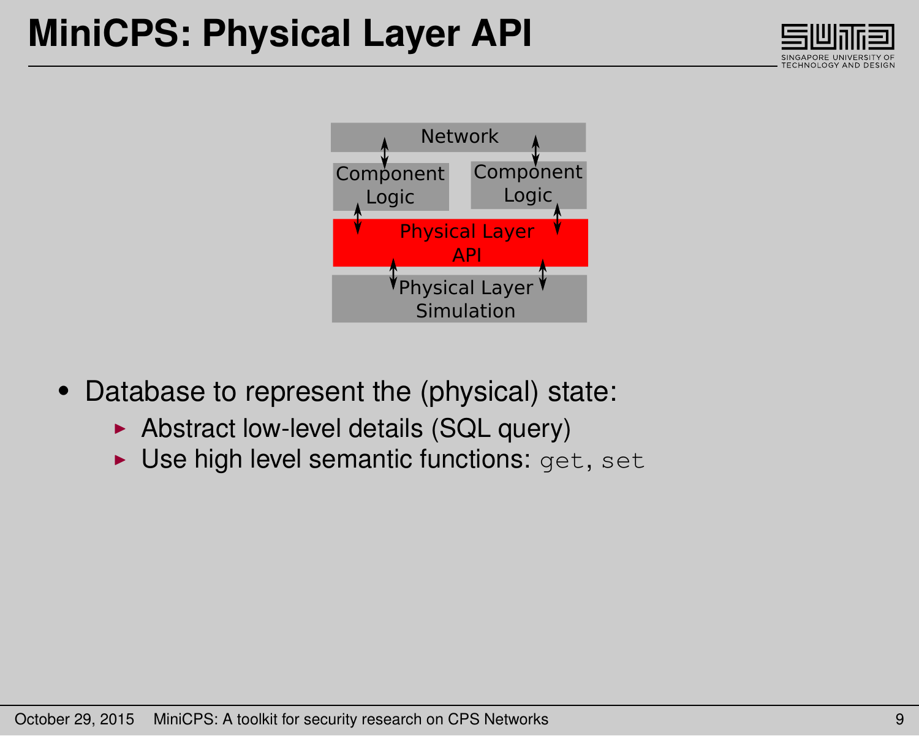# MiniCPS: Physical Layer API

Network

Component Logic | Component Logic

Physical Layer API

Physical Layer Simulation

- Database to represent the (physical) state:
  - Abstract low-level details (SQL query)
  - Use high level semantic functions: `get`, `set`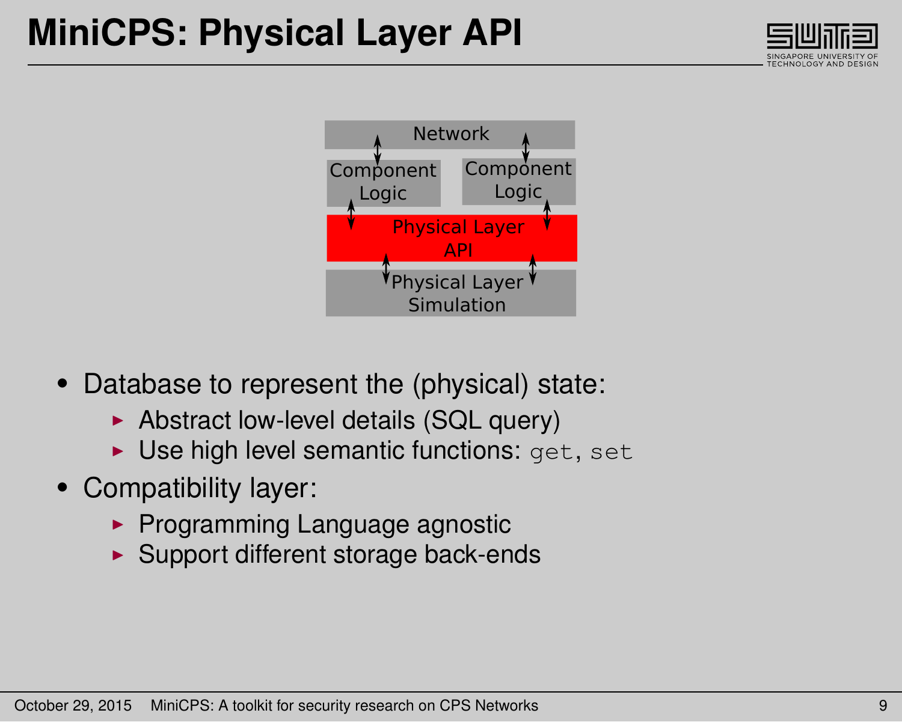# MiniCPS: Physical Layer API

Network

Component Logic | Component Logic

Physical Layer API

Physical Layer Simulation

- Database to represent the (physical) state:
  - Abstract low-level details (SQL query)
  - Use high level semantic functions: `get`, `set`
- Compatibility layer:
  - Programming Language agnostic
  - Support different storage back-ends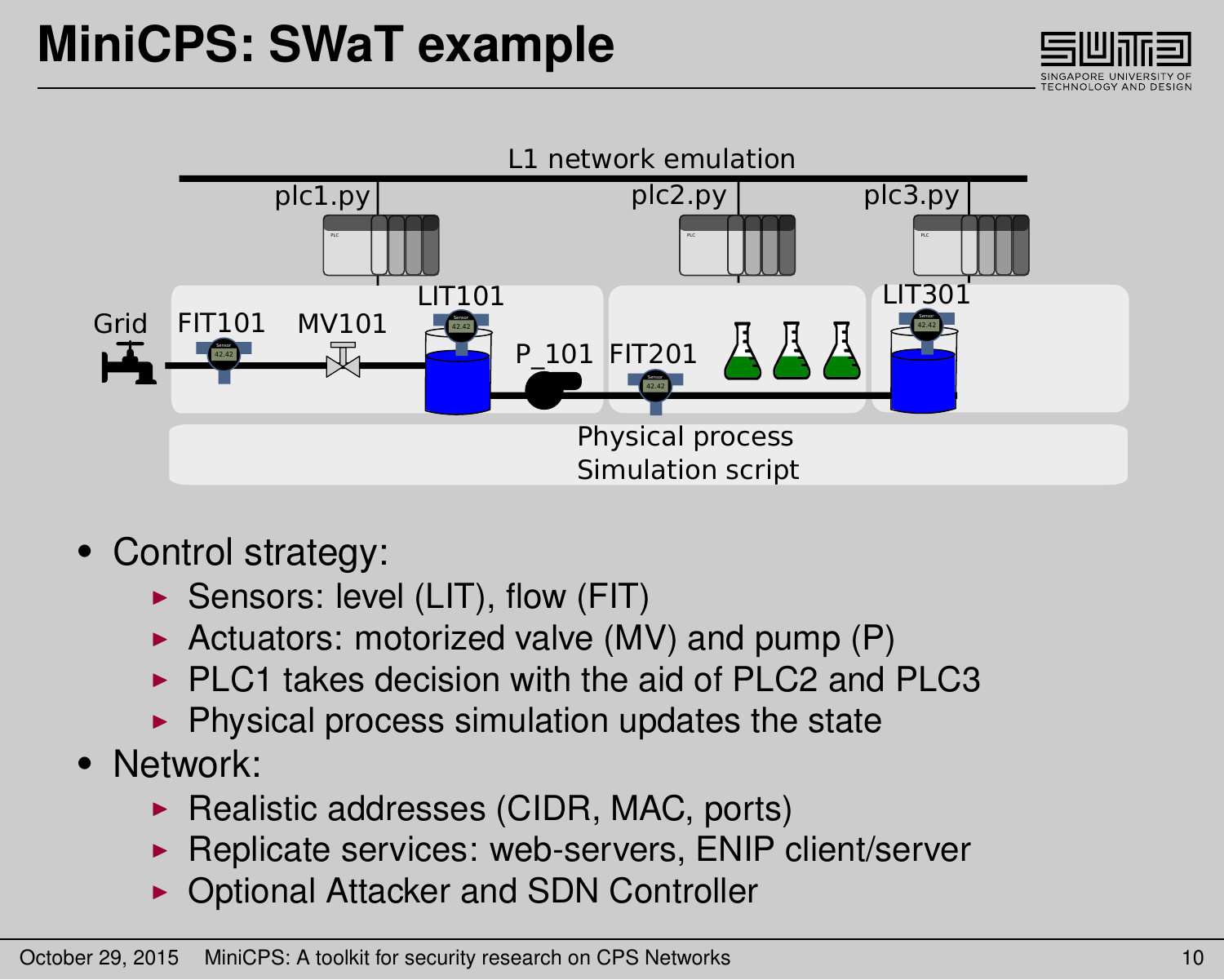# MiniCPS: SWaT example

L1 network emulation

plc1.py plc2.py plc3.py

Grid FIT101 MV101 LIT101 P_101 FIT201 LIT301

Physical process Simulation script

- Control strategy:
  - Sensors: level (LIT), flow (FIT)
  - Actuators: motorized valve (MV) and pump (P)
  - PLC1 takes decision with the aid of PLC2 and PLC3
  - Physical process simulation updates the state
- Network:
  - Realistic addresses (CIDR, MAC, ports)
  - Replicate services: web-servers, ENIP client/server
  - Optional Attacker and SDN Controller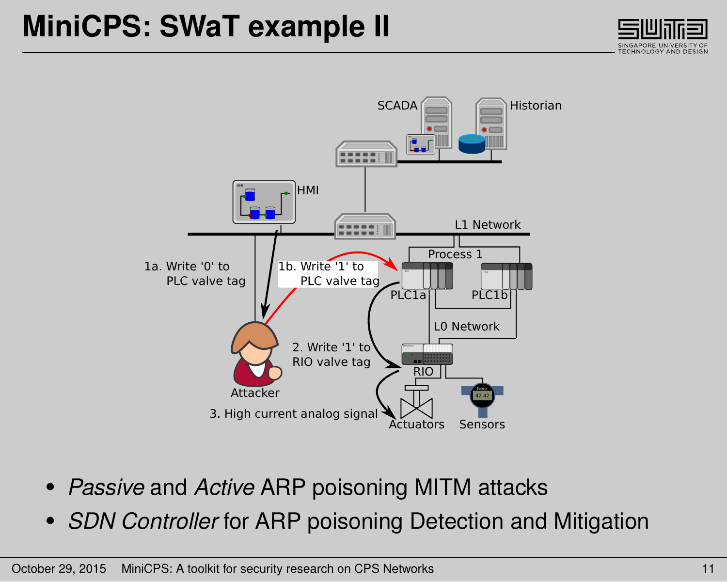# MiniCPS: SWaT example II

SCADA

Historian

HMI

L1 Network

Process 1

1a. Write '0' to PLC valve tag

1b. Write '1' to PLC valve tag

PLC1a

PLC1b

L0 Network

2. Write '1' to RIO valve tag

RIO

Attacker

3. High current analog signal

Actuators

Sensors

- *Passive* and *Active* ARP poisoning MITM attacks
- *SDN Controller* for ARP poisoning Detection and Mitigation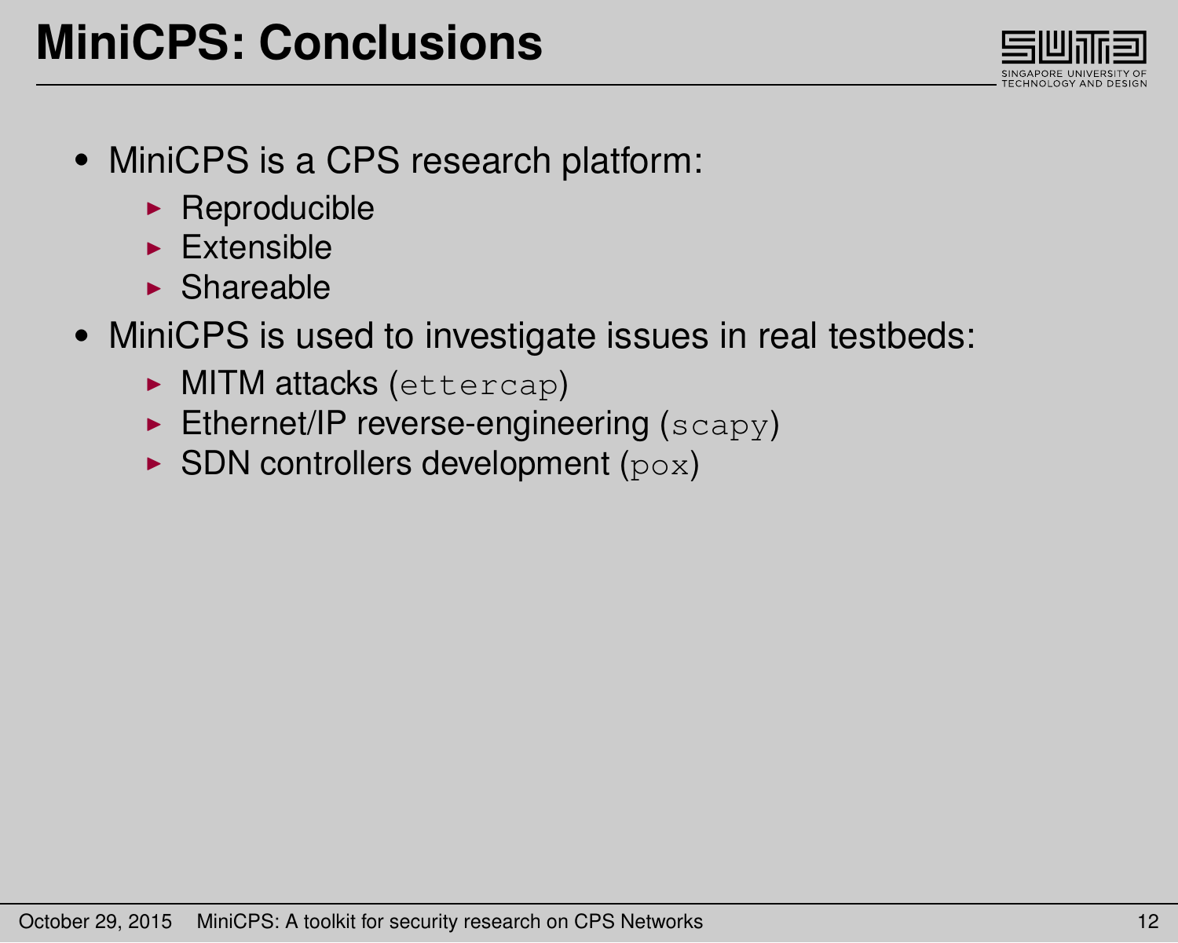# MiniCPS: Conclusions

- MiniCPS is a CPS research platform:
  - Reproducible
  - Extensible
  - Shareable
- MiniCPS is used to investigate issues in real testbeds:
  - MITM attacks (`ettercap`)
  - Ethernet/IP reverse-engineering (`scapy`)
  - SDN controllers development (`pox`)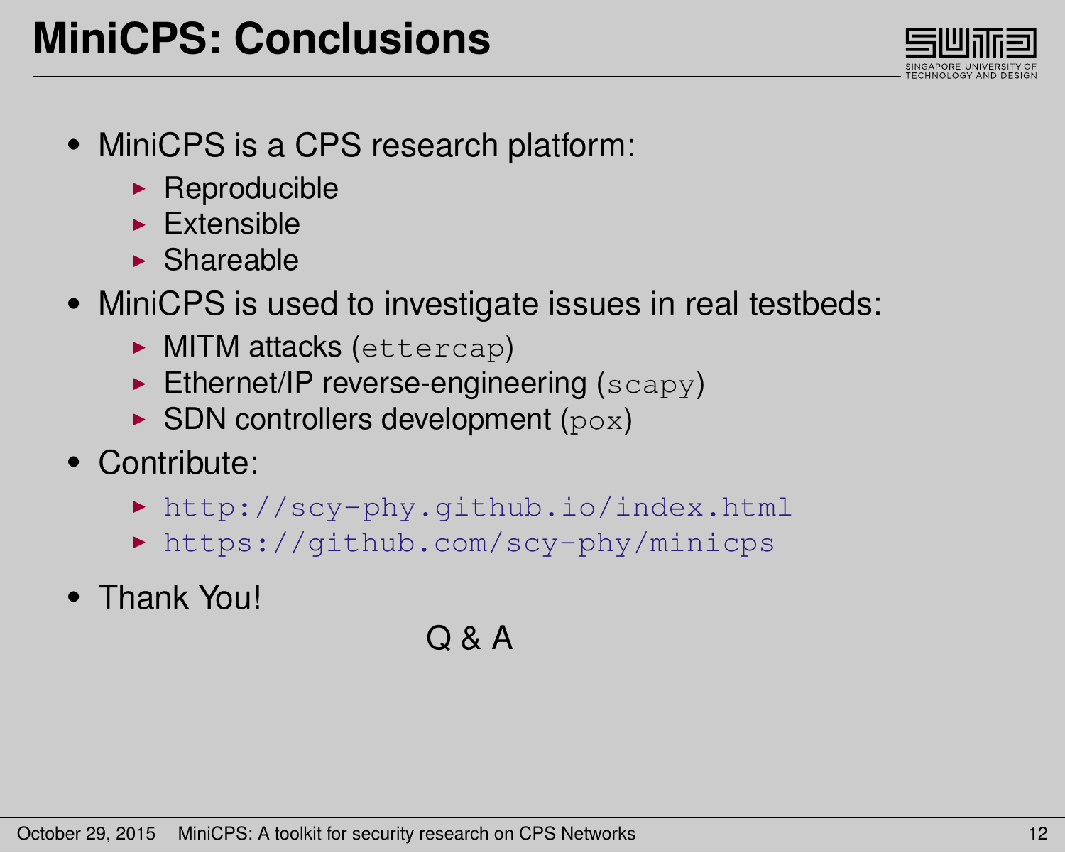# MiniCPS: Conclusions

- MiniCPS is a CPS research platform:
  - Reproducible
  - Extensible
  - Shareable
- MiniCPS is used to investigate issues in real testbeds:
  - MITM attacks (`ettercap`)
  - Ethernet/IP reverse-engineering (`scapy`)
  - SDN controllers development (`pox`)
- Contribute:
  - http://scy-phy.github.io/index.html
  - https://github.com/scy-phy/minicps
- Thank You!

Q & A